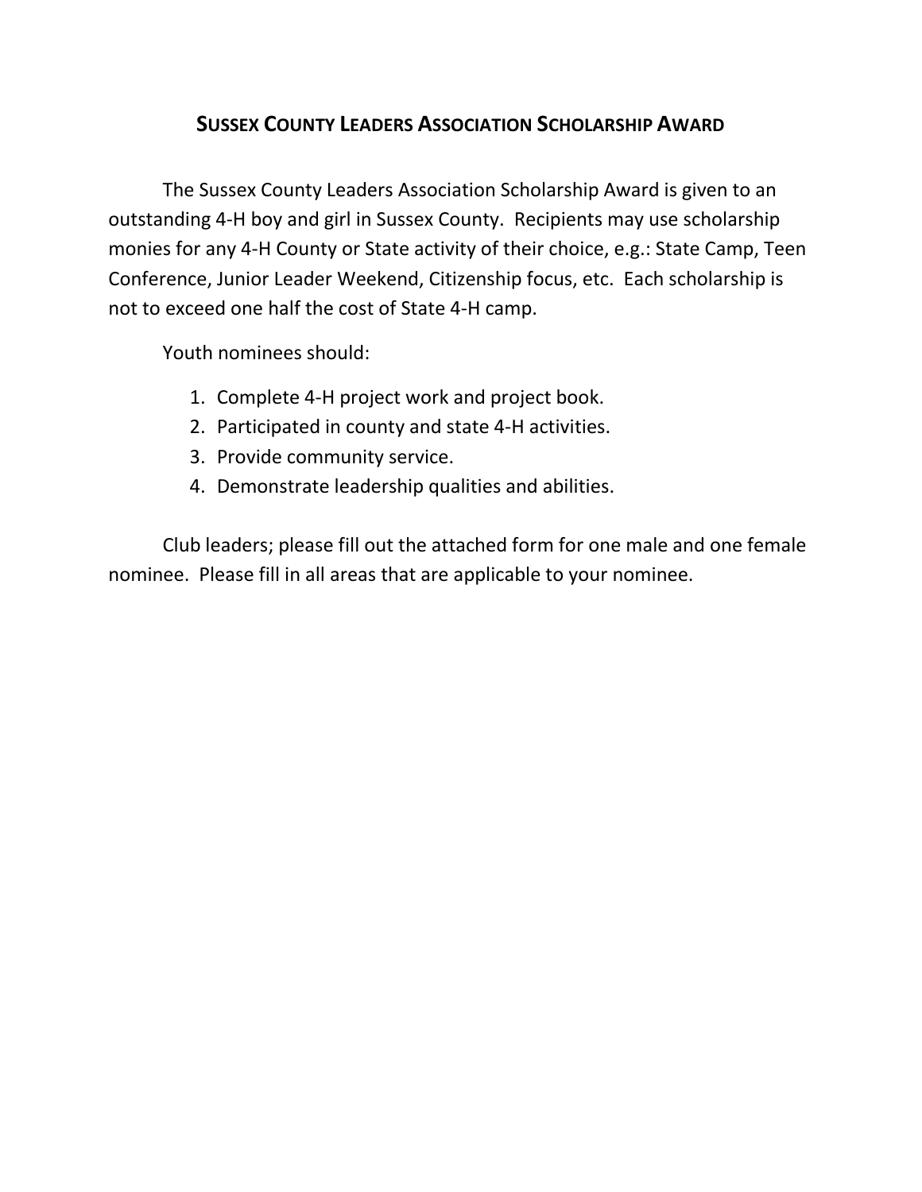# SUSSEX COUNTY LEADERS ASSOCIATION SCHOLARSHIP AWARD

The Sussex County Leaders Association Scholarship Award is given to an outstanding 4-H boy and girl in Sussex County. Recipients may use scholarship monies for any 4-H County or State activity of their choice, e.g.: State Camp, Teen Conference, Junior Leader Weekend, Citizenship focus, etc. Each scholarship is not to exceed one half the cost of State 4-H camp.

Youth nominees should:

1. Complete 4-H project work and project book.
2. Participated in county and state 4-H activities.
3. Provide community service.
4. Demonstrate leadership qualities and abilities.

Club leaders; please fill out the attached form for one male and one female nominee. Please fill in all areas that are applicable to your nominee.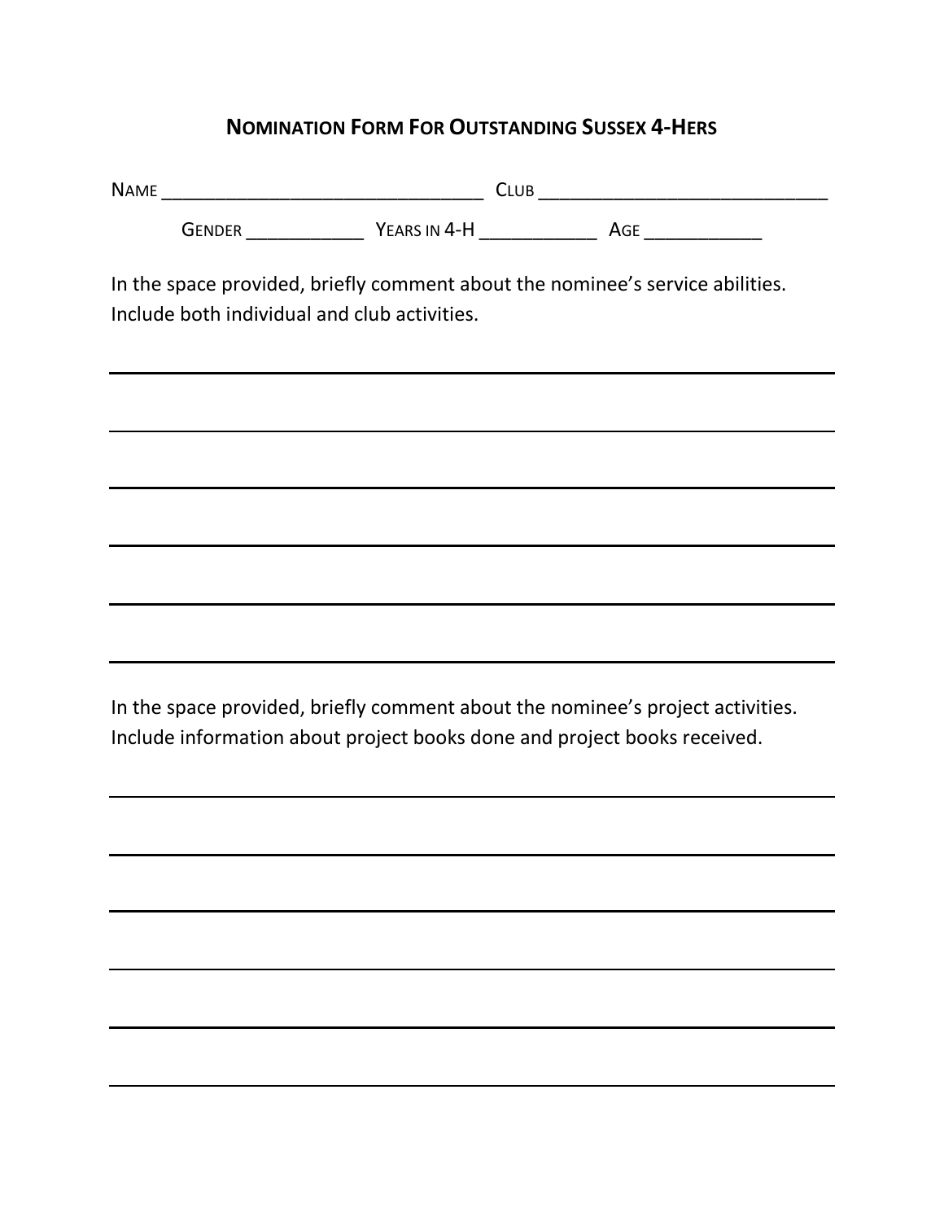# NOMINATION FORM FOR OUTSTANDING SUSSEX 4-HERS

NAME ________________________________ CLUB _____________________________

GENDER ___________ YEARS IN 4-H ___________ AGE ___________

In the space provided, briefly comment about the nominee's service abilities. Include both individual and club activities.

______________________________________________________________________

______________________________________________________________________

______________________________________________________________________

______________________________________________________________________

______________________________________________________________________

______________________________________________________________________

In the space provided, briefly comment about the nominee's project activities. Include information about project books done and project books received.

______________________________________________________________________

______________________________________________________________________

______________________________________________________________________

______________________________________________________________________

______________________________________________________________________

______________________________________________________________________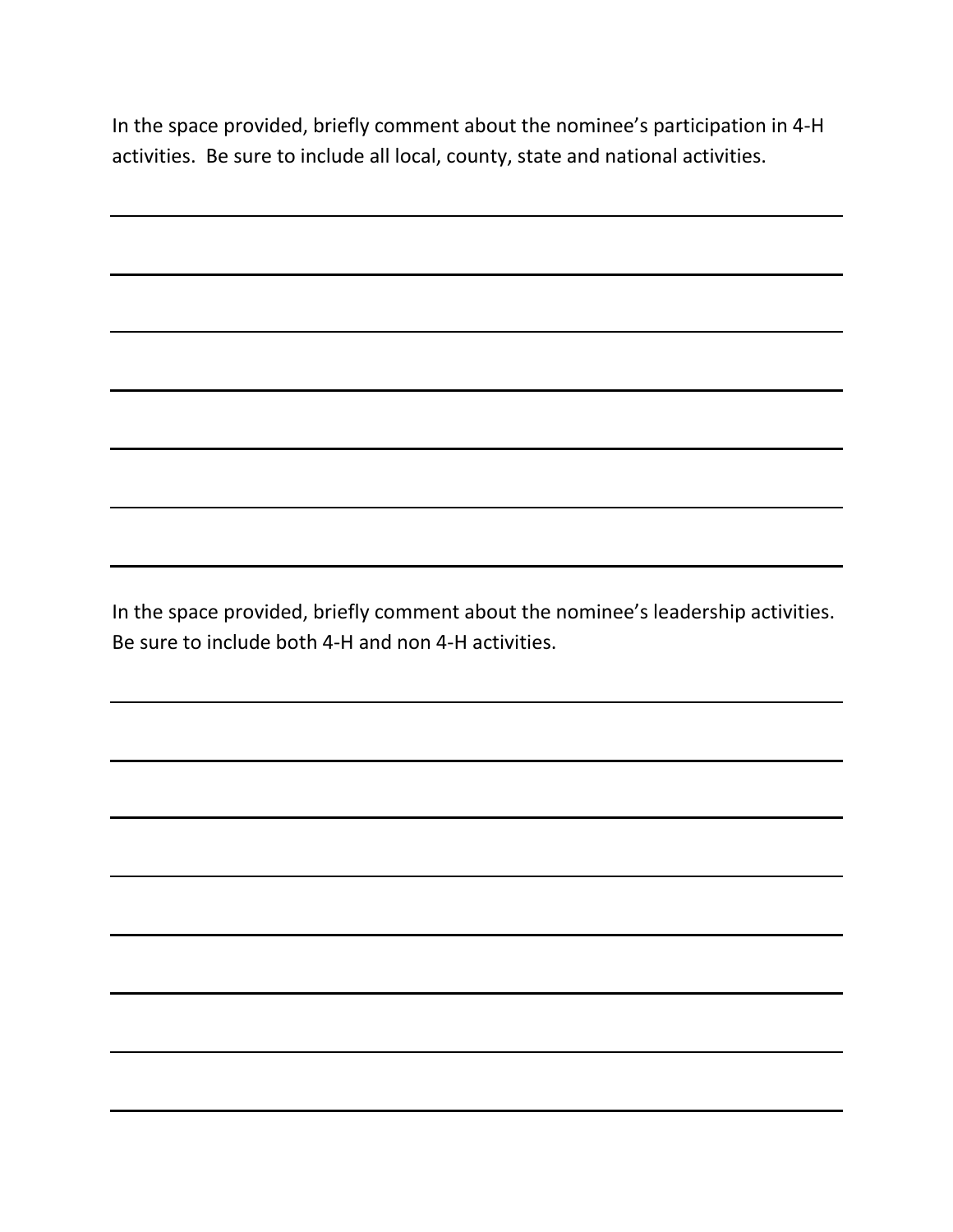In the space provided, briefly comment about the nominee's participation in 4-H activities. Be sure to include all local, county, state and national activities.

______________________________________________________________________

______________________________________________________________________

______________________________________________________________________

______________________________________________________________________

______________________________________________________________________

______________________________________________________________________

______________________________________________________________________

In the space provided, briefly comment about the nominee's leadership activities. Be sure to include both 4-H and non 4-H activities.

______________________________________________________________________

______________________________________________________________________

______________________________________________________________________

______________________________________________________________________

______________________________________________________________________

______________________________________________________________________

______________________________________________________________________

______________________________________________________________________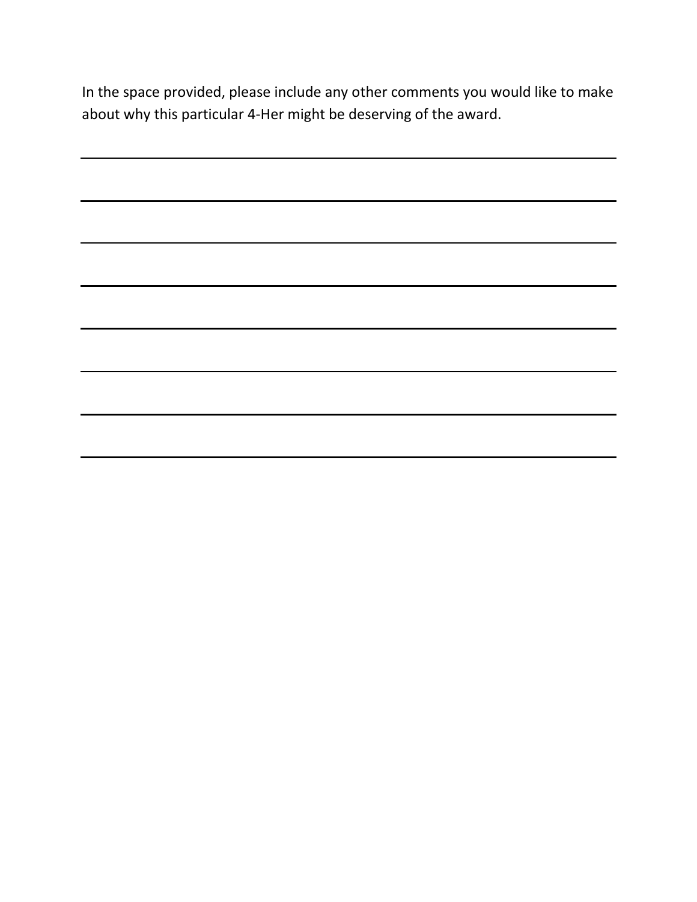In the space provided, please include any other comments you would like to make about why this particular 4-Her might be deserving of the award.

\_\_\_\_\_\_\_\_\_\_\_\_\_\_\_\_\_\_\_\_\_\_\_\_\_\_\_\_\_\_\_\_\_\_\_\_\_\_\_\_\_\_\_\_\_\_\_\_\_\_\_\_\_\_\_\_\_\_\_\_\_\_\_\_\_\_\_\_\_\_\_\_\_\_\_\_

\_\_\_\_\_\_\_\_\_\_\_\_\_\_\_\_\_\_\_\_\_\_\_\_\_\_\_\_\_\_\_\_\_\_\_\_\_\_\_\_\_\_\_\_\_\_\_\_\_\_\_\_\_\_\_\_\_\_\_\_\_\_\_\_\_\_\_\_\_\_\_\_\_\_\_\_

\_\_\_\_\_\_\_\_\_\_\_\_\_\_\_\_\_\_\_\_\_\_\_\_\_\_\_\_\_\_\_\_\_\_\_\_\_\_\_\_\_\_\_\_\_\_\_\_\_\_\_\_\_\_\_\_\_\_\_\_\_\_\_\_\_\_\_\_\_\_\_\_\_\_\_\_

\_\_\_\_\_\_\_\_\_\_\_\_\_\_\_\_\_\_\_\_\_\_\_\_\_\_\_\_\_\_\_\_\_\_\_\_\_\_\_\_\_\_\_\_\_\_\_\_\_\_\_\_\_\_\_\_\_\_\_\_\_\_\_\_\_\_\_\_\_\_\_\_\_\_\_\_

\_\_\_\_\_\_\_\_\_\_\_\_\_\_\_\_\_\_\_\_\_\_\_\_\_\_\_\_\_\_\_\_\_\_\_\_\_\_\_\_\_\_\_\_\_\_\_\_\_\_\_\_\_\_\_\_\_\_\_\_\_\_\_\_\_\_\_\_\_\_\_\_\_\_\_\_

\_\_\_\_\_\_\_\_\_\_\_\_\_\_\_\_\_\_\_\_\_\_\_\_\_\_\_\_\_\_\_\_\_\_\_\_\_\_\_\_\_\_\_\_\_\_\_\_\_\_\_\_\_\_\_\_\_\_\_\_\_\_\_\_\_\_\_\_\_\_\_\_\_\_\_\_

\_\_\_\_\_\_\_\_\_\_\_\_\_\_\_\_\_\_\_\_\_\_\_\_\_\_\_\_\_\_\_\_\_\_\_\_\_\_\_\_\_\_\_\_\_\_\_\_\_\_\_\_\_\_\_\_\_\_\_\_\_\_\_\_\_\_\_\_\_\_\_\_\_\_\_\_

\_\_\_\_\_\_\_\_\_\_\_\_\_\_\_\_\_\_\_\_\_\_\_\_\_\_\_\_\_\_\_\_\_\_\_\_\_\_\_\_\_\_\_\_\_\_\_\_\_\_\_\_\_\_\_\_\_\_\_\_\_\_\_\_\_\_\_\_\_\_\_\_\_\_\_\_